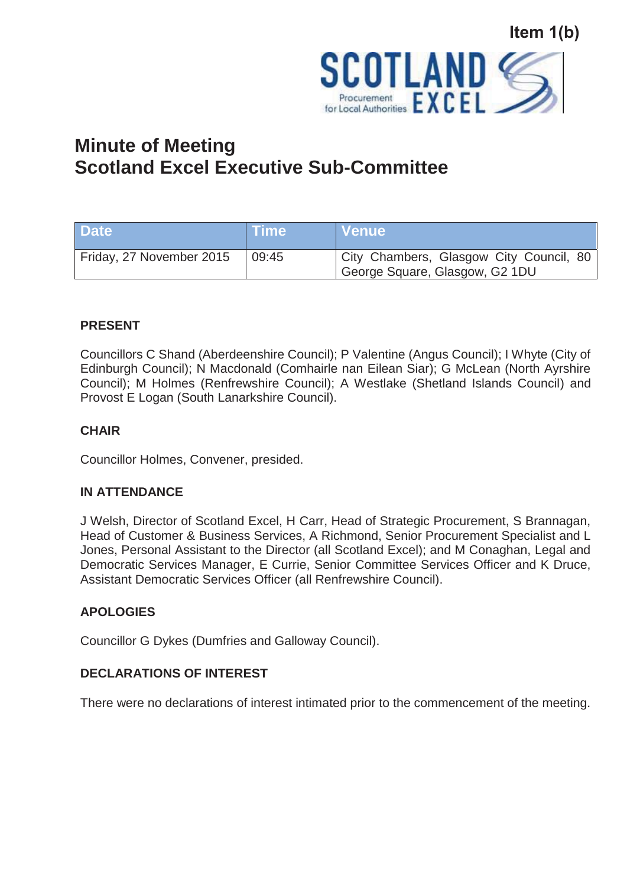Item 1(b)

# Minute of Meeting
# Scotland Excel Executive Sub-Committee

| Date | Time | Venue |
| --- | --- | --- |
| Friday, 27 November 2015 | 09:45 | City Chambers, Glasgow City Council, 80 George Square, Glasgow, G2 1DU |

**PRESENT**

Councillors C Shand (Aberdeenshire Council); P Valentine (Angus Council); I Whyte (City of Edinburgh Council); N Macdonald (Comhairle nan Eilean Siar); G McLean (North Ayrshire Council); M Holmes (Renfrewshire Council); A Westlake (Shetland Islands Council) and Provost E Logan (South Lanarkshire Council).

**CHAIR**

Councillor Holmes, Convener, presided.

**IN ATTENDANCE**

J Welsh, Director of Scotland Excel, H Carr, Head of Strategic Procurement, S Brannagan, Head of Customer & Business Services, A Richmond, Senior Procurement Specialist and L Jones, Personal Assistant to the Director (all Scotland Excel); and M Conaghan, Legal and Democratic Services Manager, E Currie, Senior Committee Services Officer and K Druce, Assistant Democratic Services Officer (all Renfrewshire Council).

**APOLOGIES**

Councillor G Dykes (Dumfries and Galloway Council).

**DECLARATIONS OF INTEREST**

There were no declarations of interest intimated prior to the commencement of the meeting.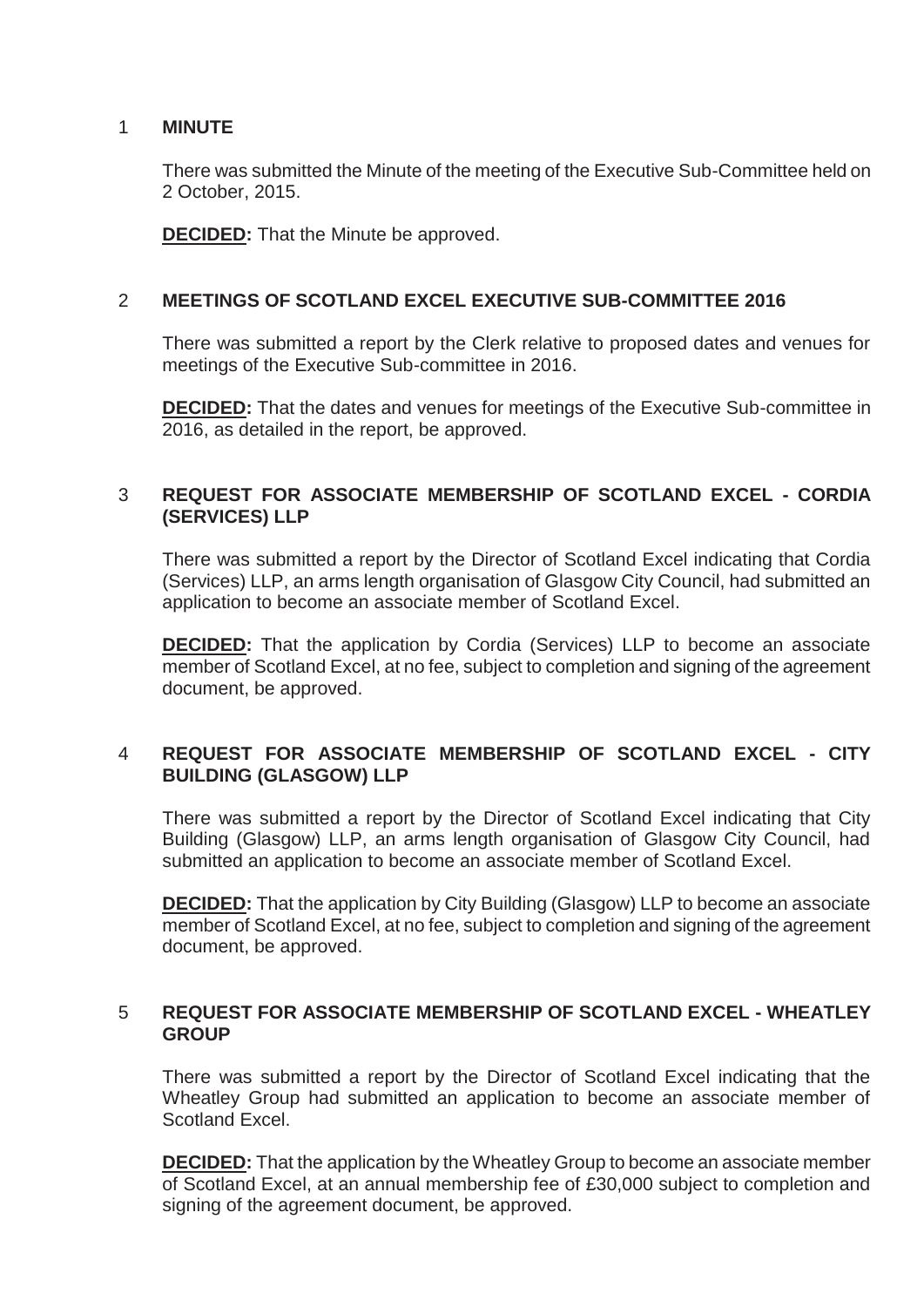1 **MINUTE**

There was submitted the Minute of the meeting of the Executive Sub-Committee held on 2 October, 2015.

**DECIDED:** That the Minute be approved.

2 **MEETINGS OF SCOTLAND EXCEL EXECUTIVE SUB-COMMITTEE 2016**

There was submitted a report by the Clerk relative to proposed dates and venues for meetings of the Executive Sub-committee in 2016.

**DECIDED:** That the dates and venues for meetings of the Executive Sub-committee in 2016, as detailed in the report, be approved.

3 **REQUEST FOR ASSOCIATE MEMBERSHIP OF SCOTLAND EXCEL - CORDIA (SERVICES) LLP**

There was submitted a report by the Director of Scotland Excel indicating that Cordia (Services) LLP, an arms length organisation of Glasgow City Council, had submitted an application to become an associate member of Scotland Excel.

**DECIDED:** That the application by Cordia (Services) LLP to become an associate member of Scotland Excel, at no fee, subject to completion and signing of the agreement document, be approved.

4 **REQUEST FOR ASSOCIATE MEMBERSHIP OF SCOTLAND EXCEL - CITY BUILDING (GLASGOW) LLP**

There was submitted a report by the Director of Scotland Excel indicating that City Building (Glasgow) LLP, an arms length organisation of Glasgow City Council, had submitted an application to become an associate member of Scotland Excel.

**DECIDED:** That the application by City Building (Glasgow) LLP to become an associate member of Scotland Excel, at no fee, subject to completion and signing of the agreement document, be approved.

5 **REQUEST FOR ASSOCIATE MEMBERSHIP OF SCOTLAND EXCEL - WHEATLEY GROUP**

There was submitted a report by the Director of Scotland Excel indicating that the Wheatley Group had submitted an application to become an associate member of Scotland Excel.

**DECIDED:** That the application by the Wheatley Group to become an associate member of Scotland Excel, at an annual membership fee of £30,000 subject to completion and signing of the agreement document, be approved.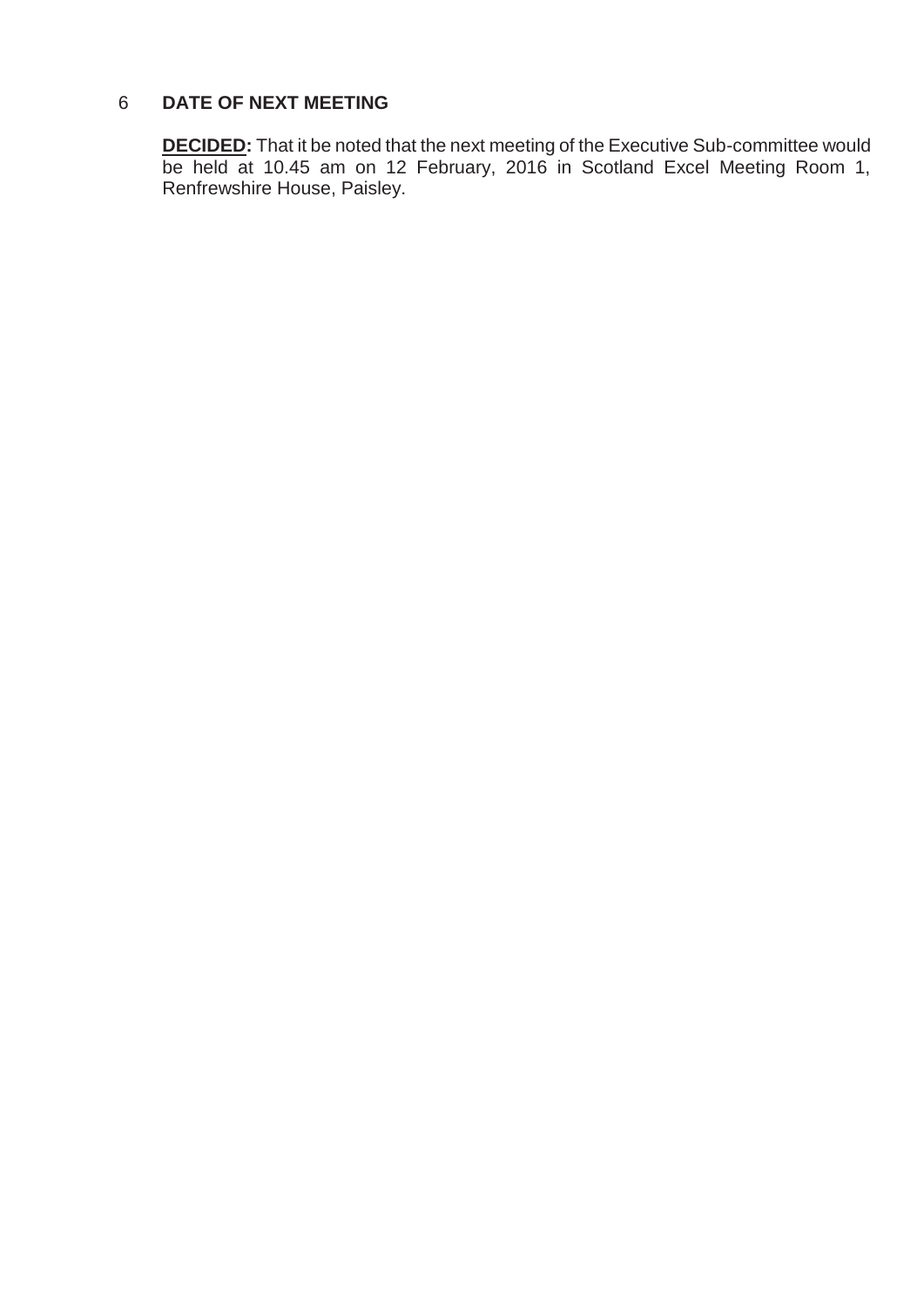## 6 DATE OF NEXT MEETING

**DECIDED:** That it be noted that the next meeting of the Executive Sub-committee would be held at 10.45 am on 12 February, 2016 in Scotland Excel Meeting Room 1, Renfrewshire House, Paisley.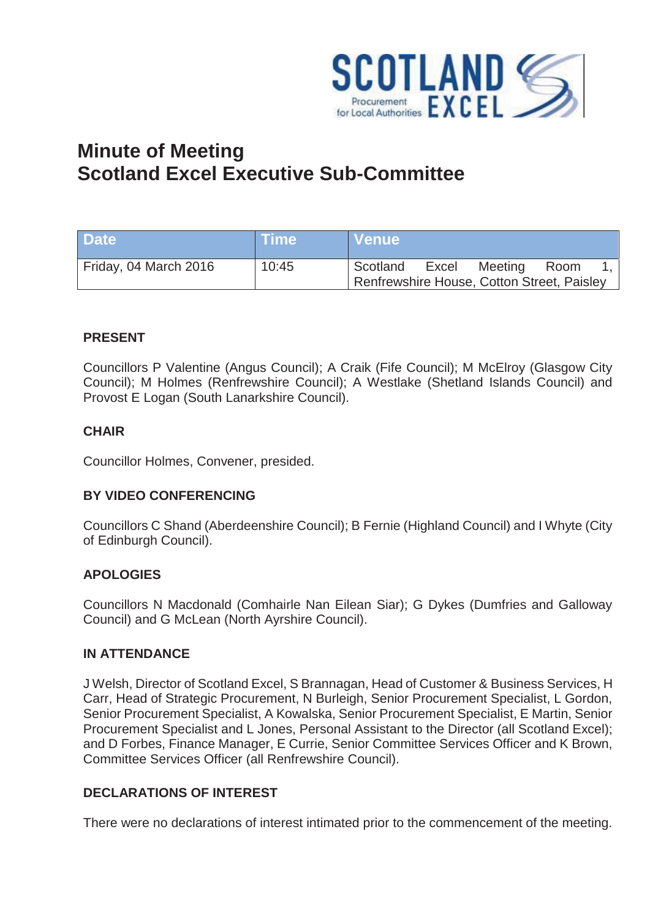# Minute of Meeting
# Scotland Excel Executive Sub-Committee

| Date | Time | Venue |
|---|---|---|
| Friday, 04 March 2016 | 10:45 | Scotland Excel Meeting Room 1, Renfrewshire House, Cotton Street, Paisley |

**PRESENT**

Councillors P Valentine (Angus Council); A Craik (Fife Council); M McElroy (Glasgow City Council); M Holmes (Renfrewshire Council); A Westlake (Shetland Islands Council) and Provost E Logan (South Lanarkshire Council).

**CHAIR**

Councillor Holmes, Convener, presided.

**BY VIDEO CONFERENCING**

Councillors C Shand (Aberdeenshire Council); B Fernie (Highland Council) and I Whyte (City of Edinburgh Council).

**APOLOGIES**

Councillors N Macdonald (Comhairle Nan Eilean Siar); G Dykes (Dumfries and Galloway Council) and G McLean (North Ayrshire Council).

**IN ATTENDANCE**

J Welsh, Director of Scotland Excel, S Brannagan, Head of Customer & Business Services, H Carr, Head of Strategic Procurement, N Burleigh, Senior Procurement Specialist, L Gordon, Senior Procurement Specialist, A Kowalska, Senior Procurement Specialist, E Martin, Senior Procurement Specialist and L Jones, Personal Assistant to the Director (all Scotland Excel); and D Forbes, Finance Manager, E Currie, Senior Committee Services Officer and K Brown, Committee Services Officer (all Renfrewshire Council).

**DECLARATIONS OF INTEREST**

There were no declarations of interest intimated prior to the commencement of the meeting.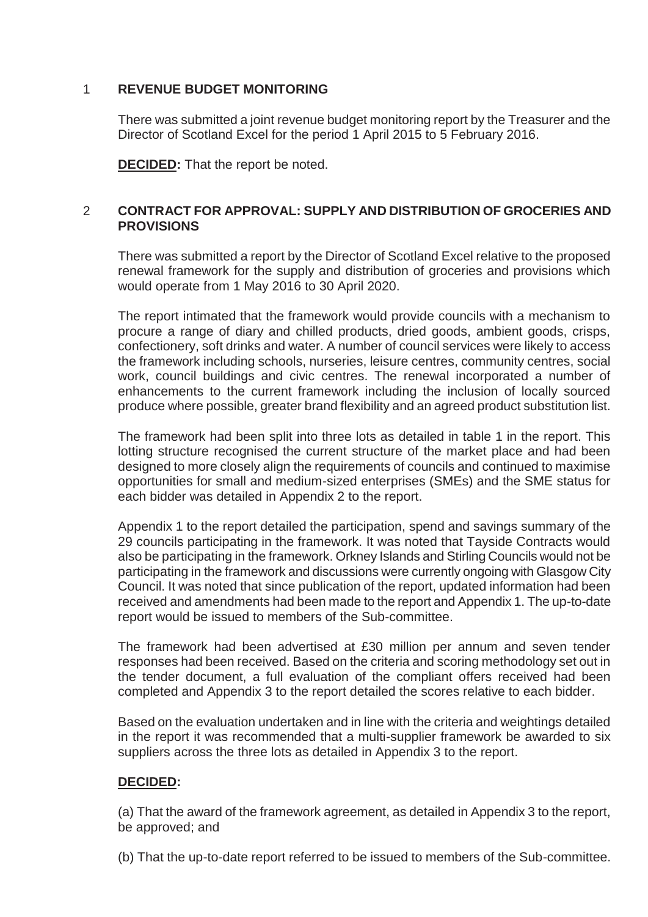## 1 REVENUE BUDGET MONITORING

There was submitted a joint revenue budget monitoring report by the Treasurer and the Director of Scotland Excel for the period 1 April 2015 to 5 February 2016.

**DECIDED:** That the report be noted.

## 2 CONTRACT FOR APPROVAL: SUPPLY AND DISTRIBUTION OF GROCERIES AND PROVISIONS

There was submitted a report by the Director of Scotland Excel relative to the proposed renewal framework for the supply and distribution of groceries and provisions which would operate from 1 May 2016 to 30 April 2020.

The report intimated that the framework would provide councils with a mechanism to procure a range of diary and chilled products, dried goods, ambient goods, crisps, confectionery, soft drinks and water. A number of council services were likely to access the framework including schools, nurseries, leisure centres, community centres, social work, council buildings and civic centres. The renewal incorporated a number of enhancements to the current framework including the inclusion of locally sourced produce where possible, greater brand flexibility and an agreed product substitution list.

The framework had been split into three lots as detailed in table 1 in the report. This lotting structure recognised the current structure of the market place and had been designed to more closely align the requirements of councils and continued to maximise opportunities for small and medium-sized enterprises (SMEs) and the SME status for each bidder was detailed in Appendix 2 to the report.

Appendix 1 to the report detailed the participation, spend and savings summary of the 29 councils participating in the framework. It was noted that Tayside Contracts would also be participating in the framework. Orkney Islands and Stirling Councils would not be participating in the framework and discussions were currently ongoing with Glasgow City Council. It was noted that since publication of the report, updated information had been received and amendments had been made to the report and Appendix 1. The up-to-date report would be issued to members of the Sub-committee.

The framework had been advertised at £30 million per annum and seven tender responses had been received. Based on the criteria and scoring methodology set out in the tender document, a full evaluation of the compliant offers received had been completed and Appendix 3 to the report detailed the scores relative to each bidder.

Based on the evaluation undertaken and in line with the criteria and weightings detailed in the report it was recommended that a multi-supplier framework be awarded to six suppliers across the three lots as detailed in Appendix 3 to the report.

**DECIDED:**

(a) That the award of the framework agreement, as detailed in Appendix 3 to the report, be approved; and

(b) That the up-to-date report referred to be issued to members of the Sub-committee.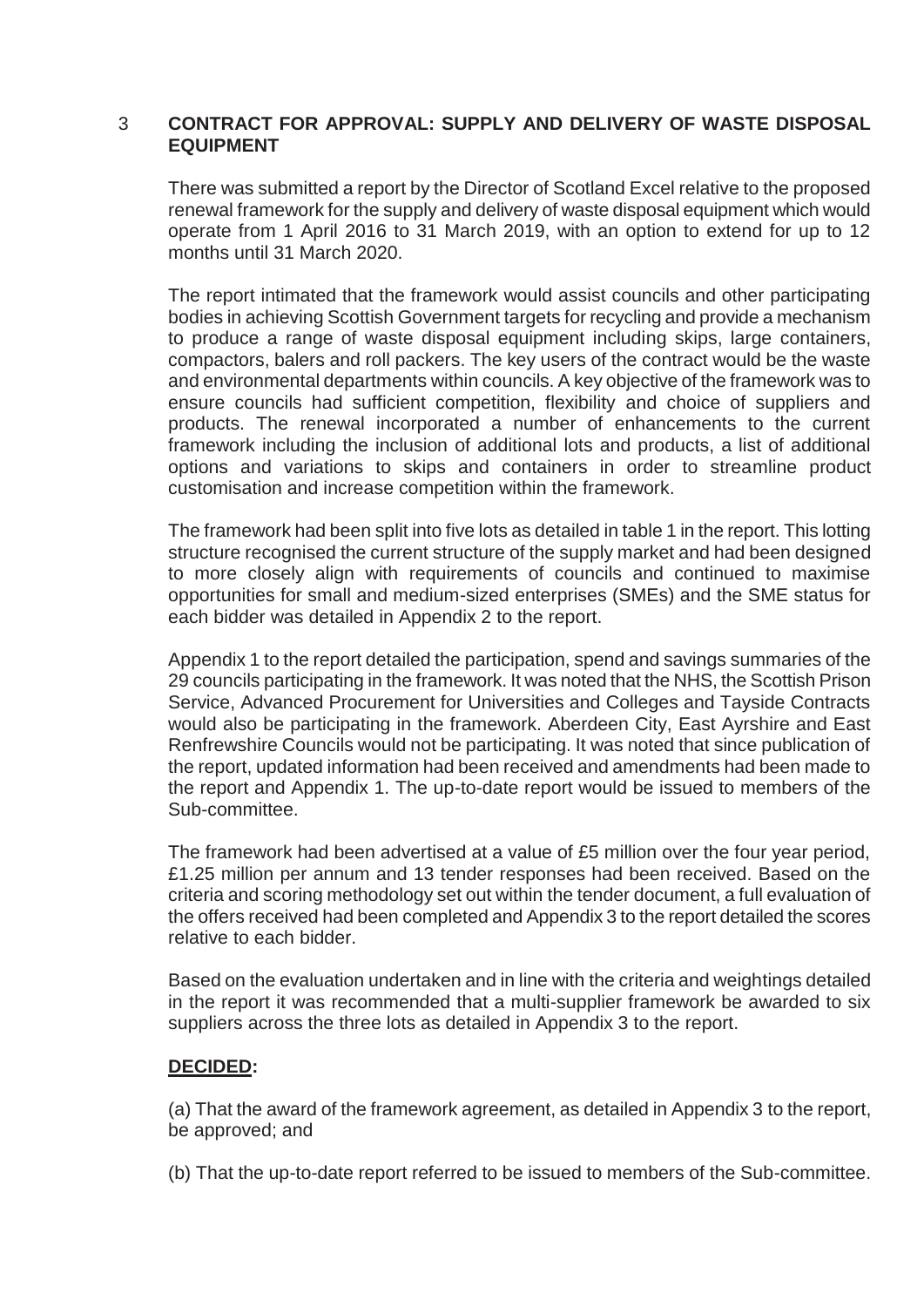## 3 CONTRACT FOR APPROVAL: SUPPLY AND DELIVERY OF WASTE DISPOSAL EQUIPMENT

There was submitted a report by the Director of Scotland Excel relative to the proposed renewal framework for the supply and delivery of waste disposal equipment which would operate from 1 April 2016 to 31 March 2019, with an option to extend for up to 12 months until 31 March 2020.

The report intimated that the framework would assist councils and other participating bodies in achieving Scottish Government targets for recycling and provide a mechanism to produce a range of waste disposal equipment including skips, large containers, compactors, balers and roll packers. The key users of the contract would be the waste and environmental departments within councils. A key objective of the framework was to ensure councils had sufficient competition, flexibility and choice of suppliers and products. The renewal incorporated a number of enhancements to the current framework including the inclusion of additional lots and products, a list of additional options and variations to skips and containers in order to streamline product customisation and increase competition within the framework.

The framework had been split into five lots as detailed in table 1 in the report. This lotting structure recognised the current structure of the supply market and had been designed to more closely align with requirements of councils and continued to maximise opportunities for small and medium-sized enterprises (SMEs) and the SME status for each bidder was detailed in Appendix 2 to the report.

Appendix 1 to the report detailed the participation, spend and savings summaries of the 29 councils participating in the framework. It was noted that the NHS, the Scottish Prison Service, Advanced Procurement for Universities and Colleges and Tayside Contracts would also be participating in the framework. Aberdeen City, East Ayrshire and East Renfrewshire Councils would not be participating. It was noted that since publication of the report, updated information had been received and amendments had been made to the report and Appendix 1. The up-to-date report would be issued to members of the Sub-committee.

The framework had been advertised at a value of £5 million over the four year period, £1.25 million per annum and 13 tender responses had been received. Based on the criteria and scoring methodology set out within the tender document, a full evaluation of the offers received had been completed and Appendix 3 to the report detailed the scores relative to each bidder.

Based on the evaluation undertaken and in line with the criteria and weightings detailed in the report it was recommended that a multi-supplier framework be awarded to six suppliers across the three lots as detailed in Appendix 3 to the report.

**DECIDED:**

(a) That the award of the framework agreement, as detailed in Appendix 3 to the report, be approved; and

(b) That the up-to-date report referred to be issued to members of the Sub-committee.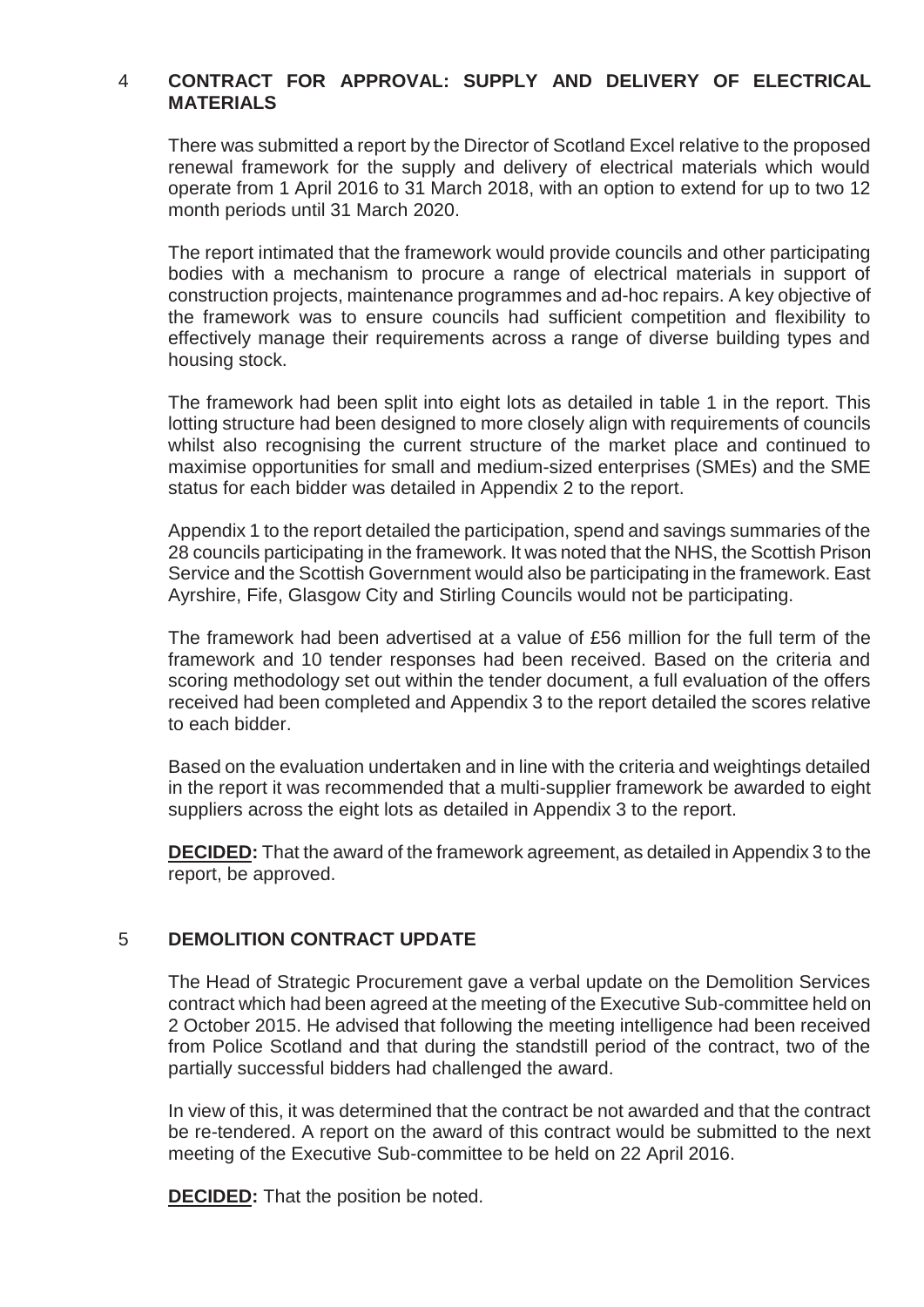## 4 CONTRACT FOR APPROVAL: SUPPLY AND DELIVERY OF ELECTRICAL MATERIALS

There was submitted a report by the Director of Scotland Excel relative to the proposed renewal framework for the supply and delivery of electrical materials which would operate from 1 April 2016 to 31 March 2018, with an option to extend for up to two 12 month periods until 31 March 2020.

The report intimated that the framework would provide councils and other participating bodies with a mechanism to procure a range of electrical materials in support of construction projects, maintenance programmes and ad-hoc repairs. A key objective of the framework was to ensure councils had sufficient competition and flexibility to effectively manage their requirements across a range of diverse building types and housing stock.

The framework had been split into eight lots as detailed in table 1 in the report. This lotting structure had been designed to more closely align with requirements of councils whilst also recognising the current structure of the market place and continued to maximise opportunities for small and medium-sized enterprises (SMEs) and the SME status for each bidder was detailed in Appendix 2 to the report.

Appendix 1 to the report detailed the participation, spend and savings summaries of the 28 councils participating in the framework. It was noted that the NHS, the Scottish Prison Service and the Scottish Government would also be participating in the framework. East Ayrshire, Fife, Glasgow City and Stirling Councils would not be participating.

The framework had been advertised at a value of £56 million for the full term of the framework and 10 tender responses had been received. Based on the criteria and scoring methodology set out within the tender document, a full evaluation of the offers received had been completed and Appendix 3 to the report detailed the scores relative to each bidder.

Based on the evaluation undertaken and in line with the criteria and weightings detailed in the report it was recommended that a multi-supplier framework be awarded to eight suppliers across the eight lots as detailed in Appendix 3 to the report.

**DECIDED:** That the award of the framework agreement, as detailed in Appendix 3 to the report, be approved.

## 5 DEMOLITION CONTRACT UPDATE

The Head of Strategic Procurement gave a verbal update on the Demolition Services contract which had been agreed at the meeting of the Executive Sub-committee held on 2 October 2015. He advised that following the meeting intelligence had been received from Police Scotland and that during the standstill period of the contract, two of the partially successful bidders had challenged the award.

In view of this, it was determined that the contract be not awarded and that the contract be re-tendered. A report on the award of this contract would be submitted to the next meeting of the Executive Sub-committee to be held on 22 April 2016.

**DECIDED:** That the position be noted.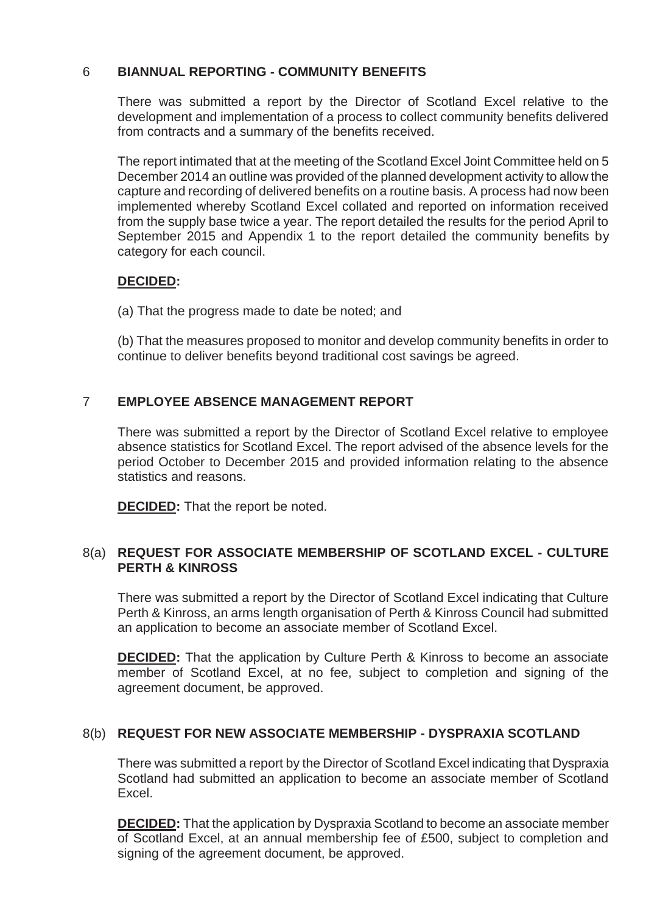## 6 BIANNUAL REPORTING - COMMUNITY BENEFITS

There was submitted a report by the Director of Scotland Excel relative to the development and implementation of a process to collect community benefits delivered from contracts and a summary of the benefits received.

The report intimated that at the meeting of the Scotland Excel Joint Committee held on 5 December 2014 an outline was provided of the planned development activity to allow the capture and recording of delivered benefits on a routine basis. A process had now been implemented whereby Scotland Excel collated and reported on information received from the supply base twice a year. The report detailed the results for the period April to September 2015 and Appendix 1 to the report detailed the community benefits by category for each council.

**DECIDED:**

(a) That the progress made to date be noted; and

(b) That the measures proposed to monitor and develop community benefits in order to continue to deliver benefits beyond traditional cost savings be agreed.

## 7 EMPLOYEE ABSENCE MANAGEMENT REPORT

There was submitted a report by the Director of Scotland Excel relative to employee absence statistics for Scotland Excel. The report advised of the absence levels for the period October to December 2015 and provided information relating to the absence statistics and reasons.

**DECIDED:** That the report be noted.

## 8(a) REQUEST FOR ASSOCIATE MEMBERSHIP OF SCOTLAND EXCEL - CULTURE PERTH & KINROSS

There was submitted a report by the Director of Scotland Excel indicating that Culture Perth & Kinross, an arms length organisation of Perth & Kinross Council had submitted an application to become an associate member of Scotland Excel.

**DECIDED:** That the application by Culture Perth & Kinross to become an associate member of Scotland Excel, at no fee, subject to completion and signing of the agreement document, be approved.

## 8(b) REQUEST FOR NEW ASSOCIATE MEMBERSHIP - DYSPRAXIA SCOTLAND

There was submitted a report by the Director of Scotland Excel indicating that Dyspraxia Scotland had submitted an application to become an associate member of Scotland Excel.

**DECIDED:** That the application by Dyspraxia Scotland to become an associate member of Scotland Excel, at an annual membership fee of £500, subject to completion and signing of the agreement document, be approved.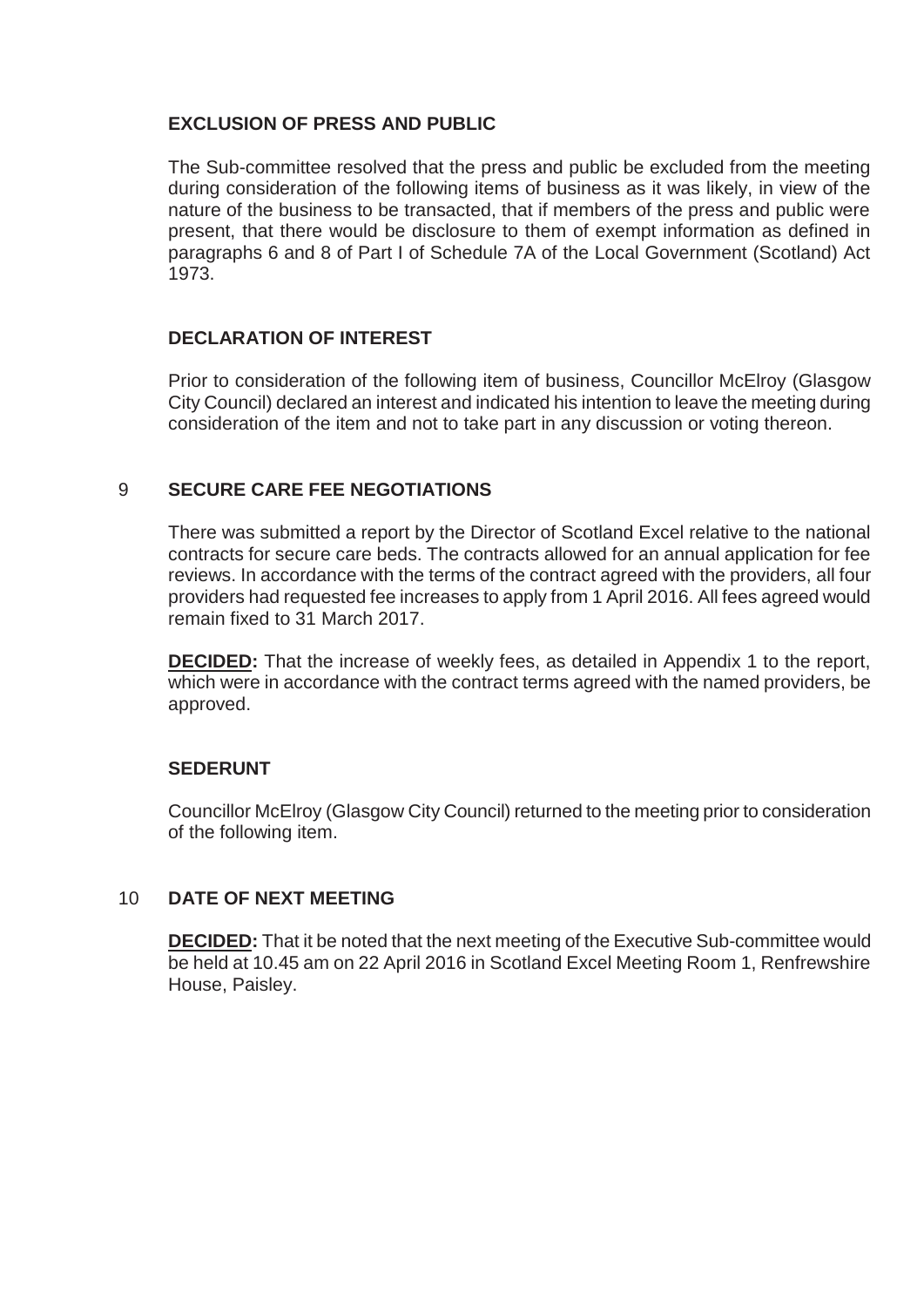**EXCLUSION OF PRESS AND PUBLIC**

The Sub-committee resolved that the press and public be excluded from the meeting during consideration of the following items of business as it was likely, in view of the nature of the business to be transacted, that if members of the press and public were present, that there would be disclosure to them of exempt information as defined in paragraphs 6 and 8 of Part I of Schedule 7A of the Local Government (Scotland) Act 1973.

**DECLARATION OF INTEREST**

Prior to consideration of the following item of business, Councillor McElroy (Glasgow City Council) declared an interest and indicated his intention to leave the meeting during consideration of the item and not to take part in any discussion or voting thereon.

**9 SECURE CARE FEE NEGOTIATIONS**

There was submitted a report by the Director of Scotland Excel relative to the national contracts for secure care beds. The contracts allowed for an annual application for fee reviews. In accordance with the terms of the contract agreed with the providers, all four providers had requested fee increases to apply from 1 April 2016. All fees agreed would remain fixed to 31 March 2017.

**DECIDED:** That the increase of weekly fees, as detailed in Appendix 1 to the report, which were in accordance with the contract terms agreed with the named providers, be approved.

**SEDERUNT**

Councillor McElroy (Glasgow City Council) returned to the meeting prior to consideration of the following item.

**10 DATE OF NEXT MEETING**

**DECIDED:** That it be noted that the next meeting of the Executive Sub-committee would be held at 10.45 am on 22 April 2016 in Scotland Excel Meeting Room 1, Renfrewshire House, Paisley.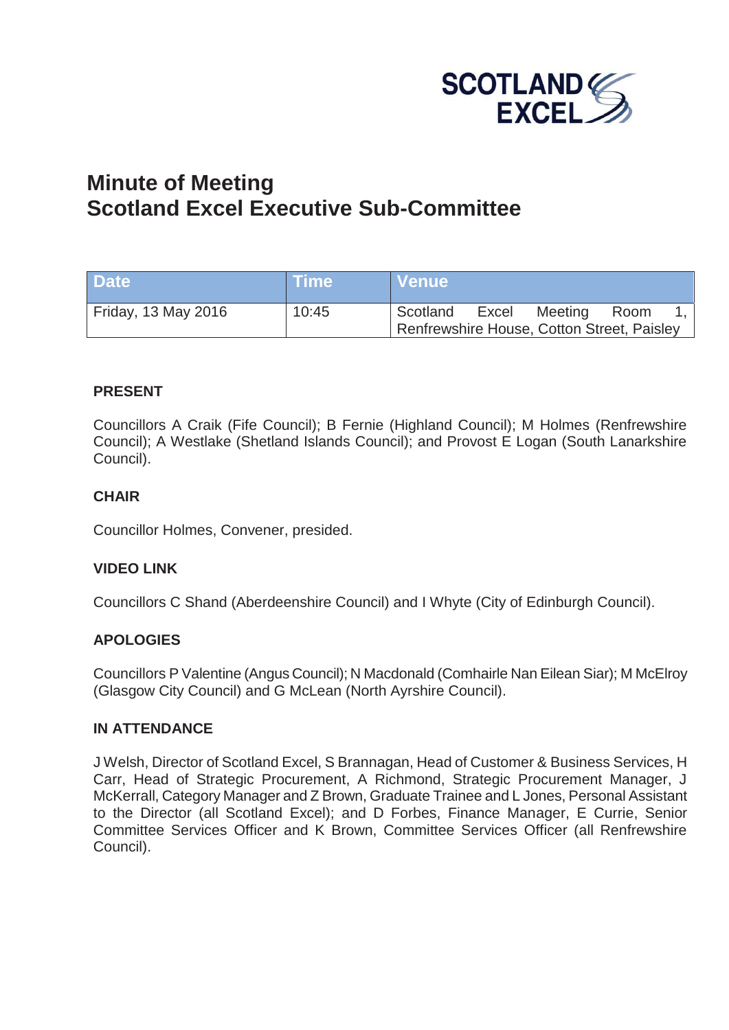# Minute of Meeting
# Scotland Excel Executive Sub-Committee

| Date | Time | Venue |
|---|---|---|
| Friday, 13 May 2016 | 10:45 | Scotland Excel Meeting Room 1, Renfrewshire House, Cotton Street, Paisley |

**PRESENT**

Councillors A Craik (Fife Council); B Fernie (Highland Council); M Holmes (Renfrewshire Council); A Westlake (Shetland Islands Council); and Provost E Logan (South Lanarkshire Council).

**CHAIR**

Councillor Holmes, Convener, presided.

**VIDEO LINK**

Councillors C Shand (Aberdeenshire Council) and I Whyte (City of Edinburgh Council).

**APOLOGIES**

Councillors P Valentine (Angus Council); N Macdonald (Comhairle Nan Eilean Siar); M McElroy (Glasgow City Council) and G McLean (North Ayrshire Council).

**IN ATTENDANCE**

J Welsh, Director of Scotland Excel, S Brannagan, Head of Customer & Business Services, H Carr, Head of Strategic Procurement, A Richmond, Strategic Procurement Manager, J McKerrall, Category Manager and Z Brown, Graduate Trainee and L Jones, Personal Assistant to the Director (all Scotland Excel); and D Forbes, Finance Manager, E Currie, Senior Committee Services Officer and K Brown, Committee Services Officer (all Renfrewshire Council).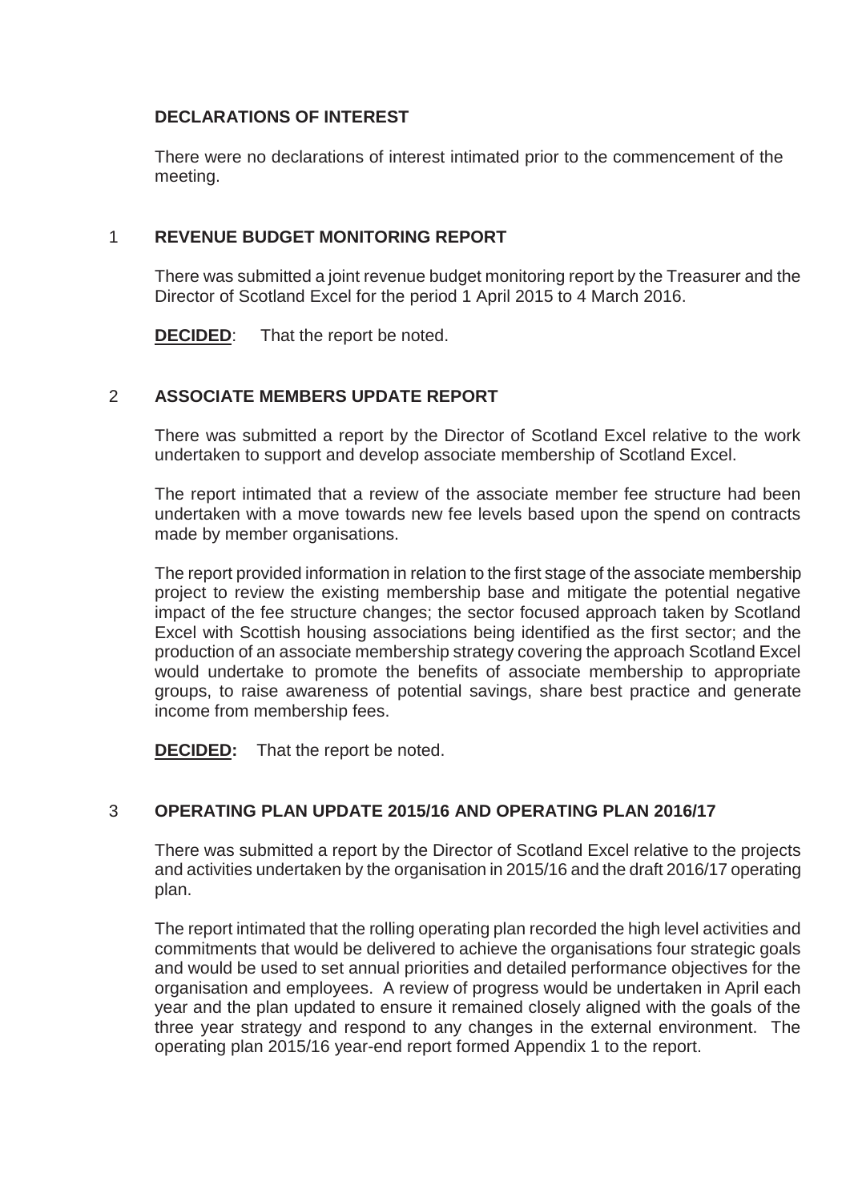**DECLARATIONS OF INTEREST**

There were no declarations of interest intimated prior to the commencement of the meeting.

## 1 REVENUE BUDGET MONITORING REPORT

There was submitted a joint revenue budget monitoring report by the Treasurer and the Director of Scotland Excel for the period 1 April 2015 to 4 March 2016.

**DECIDED**: That the report be noted.

## 2 ASSOCIATE MEMBERS UPDATE REPORT

There was submitted a report by the Director of Scotland Excel relative to the work undertaken to support and develop associate membership of Scotland Excel.

The report intimated that a review of the associate member fee structure had been undertaken with a move towards new fee levels based upon the spend on contracts made by member organisations.

The report provided information in relation to the first stage of the associate membership project to review the existing membership base and mitigate the potential negative impact of the fee structure changes; the sector focused approach taken by Scotland Excel with Scottish housing associations being identified as the first sector; and the production of an associate membership strategy covering the approach Scotland Excel would undertake to promote the benefits of associate membership to appropriate groups, to raise awareness of potential savings, share best practice and generate income from membership fees.

**DECIDED:** That the report be noted.

## 3 OPERATING PLAN UPDATE 2015/16 AND OPERATING PLAN 2016/17

There was submitted a report by the Director of Scotland Excel relative to the projects and activities undertaken by the organisation in 2015/16 and the draft 2016/17 operating plan.

The report intimated that the rolling operating plan recorded the high level activities and commitments that would be delivered to achieve the organisations four strategic goals and would be used to set annual priorities and detailed performance objectives for the organisation and employees. A review of progress would be undertaken in April each year and the plan updated to ensure it remained closely aligned with the goals of the three year strategy and respond to any changes in the external environment. The operating plan 2015/16 year-end report formed Appendix 1 to the report.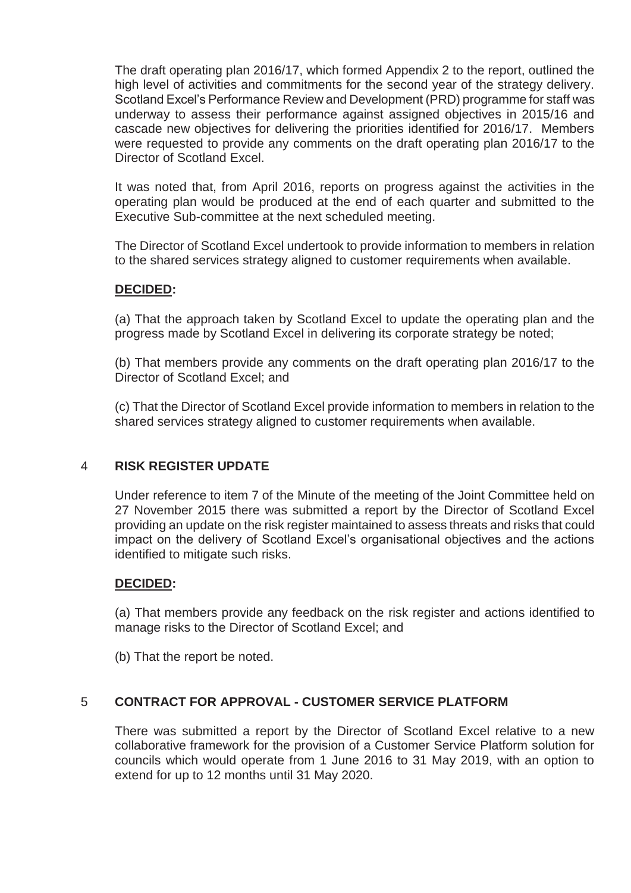The draft operating plan 2016/17, which formed Appendix 2 to the report, outlined the high level of activities and commitments for the second year of the strategy delivery. Scotland Excel's Performance Review and Development (PRD) programme for staff was underway to assess their performance against assigned objectives in 2015/16 and cascade new objectives for delivering the priorities identified for 2016/17. Members were requested to provide any comments on the draft operating plan 2016/17 to the Director of Scotland Excel.

It was noted that, from April 2016, reports on progress against the activities in the operating plan would be produced at the end of each quarter and submitted to the Executive Sub-committee at the next scheduled meeting.

The Director of Scotland Excel undertook to provide information to members in relation to the shared services strategy aligned to customer requirements when available.

**DECIDED:**

(a) That the approach taken by Scotland Excel to update the operating plan and the progress made by Scotland Excel in delivering its corporate strategy be noted;

(b) That members provide any comments on the draft operating plan 2016/17 to the Director of Scotland Excel; and

(c) That the Director of Scotland Excel provide information to members in relation to the shared services strategy aligned to customer requirements when available.

## 4 RISK REGISTER UPDATE

Under reference to item 7 of the Minute of the meeting of the Joint Committee held on 27 November 2015 there was submitted a report by the Director of Scotland Excel providing an update on the risk register maintained to assess threats and risks that could impact on the delivery of Scotland Excel's organisational objectives and the actions identified to mitigate such risks.

**DECIDED:**

(a) That members provide any feedback on the risk register and actions identified to manage risks to the Director of Scotland Excel; and

(b) That the report be noted.

## 5 CONTRACT FOR APPROVAL - CUSTOMER SERVICE PLATFORM

There was submitted a report by the Director of Scotland Excel relative to a new collaborative framework for the provision of a Customer Service Platform solution for councils which would operate from 1 June 2016 to 31 May 2019, with an option to extend for up to 12 months until 31 May 2020.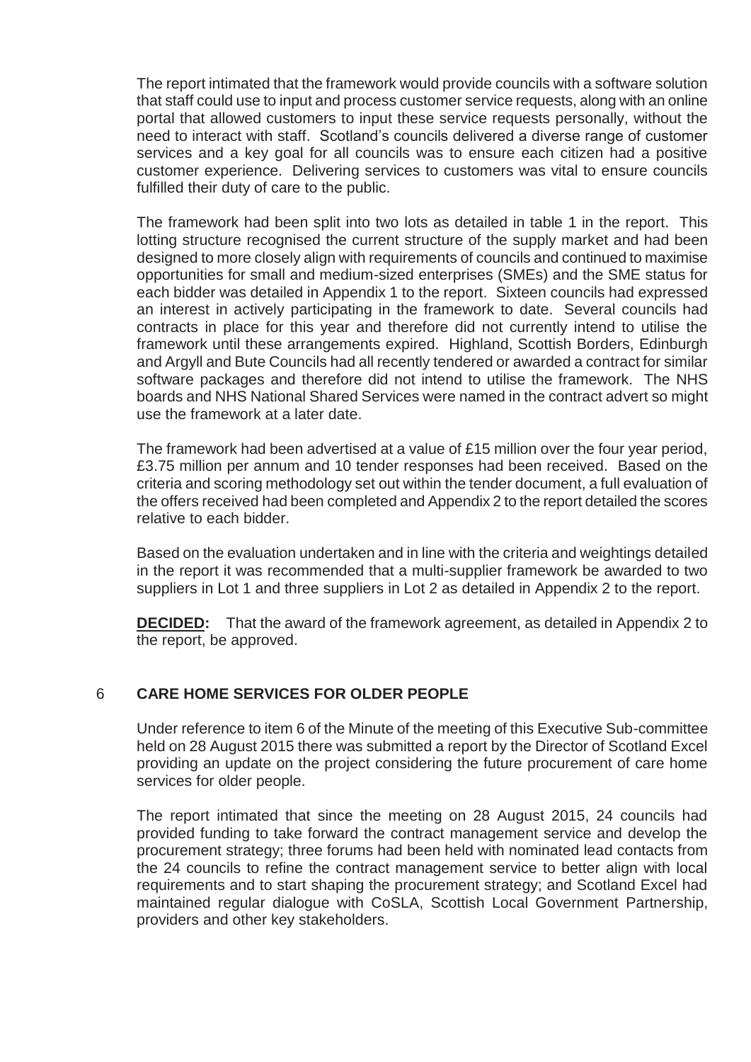The report intimated that the framework would provide councils with a software solution that staff could use to input and process customer service requests, along with an online portal that allowed customers to input these service requests personally, without the need to interact with staff. Scotland's councils delivered a diverse range of customer services and a key goal for all councils was to ensure each citizen had a positive customer experience. Delivering services to customers was vital to ensure councils fulfilled their duty of care to the public.

The framework had been split into two lots as detailed in table 1 in the report. This lotting structure recognised the current structure of the supply market and had been designed to more closely align with requirements of councils and continued to maximise opportunities for small and medium-sized enterprises (SMEs) and the SME status for each bidder was detailed in Appendix 1 to the report. Sixteen councils had expressed an interest in actively participating in the framework to date. Several councils had contracts in place for this year and therefore did not currently intend to utilise the framework until these arrangements expired. Highland, Scottish Borders, Edinburgh and Argyll and Bute Councils had all recently tendered or awarded a contract for similar software packages and therefore did not intend to utilise the framework. The NHS boards and NHS National Shared Services were named in the contract advert so might use the framework at a later date.

The framework had been advertised at a value of £15 million over the four year period, £3.75 million per annum and 10 tender responses had been received. Based on the criteria and scoring methodology set out within the tender document, a full evaluation of the offers received had been completed and Appendix 2 to the report detailed the scores relative to each bidder.

Based on the evaluation undertaken and in line with the criteria and weightings detailed in the report it was recommended that a multi-supplier framework be awarded to two suppliers in Lot 1 and three suppliers in Lot 2 as detailed in Appendix 2 to the report.

**DECIDED:** That the award of the framework agreement, as detailed in Appendix 2 to the report, be approved.

## 6 CARE HOME SERVICES FOR OLDER PEOPLE

Under reference to item 6 of the Minute of the meeting of this Executive Sub-committee held on 28 August 2015 there was submitted a report by the Director of Scotland Excel providing an update on the project considering the future procurement of care home services for older people.

The report intimated that since the meeting on 28 August 2015, 24 councils had provided funding to take forward the contract management service and develop the procurement strategy; three forums had been held with nominated lead contacts from the 24 councils to refine the contract management service to better align with local requirements and to start shaping the procurement strategy; and Scotland Excel had maintained regular dialogue with CoSLA, Scottish Local Government Partnership, providers and other key stakeholders.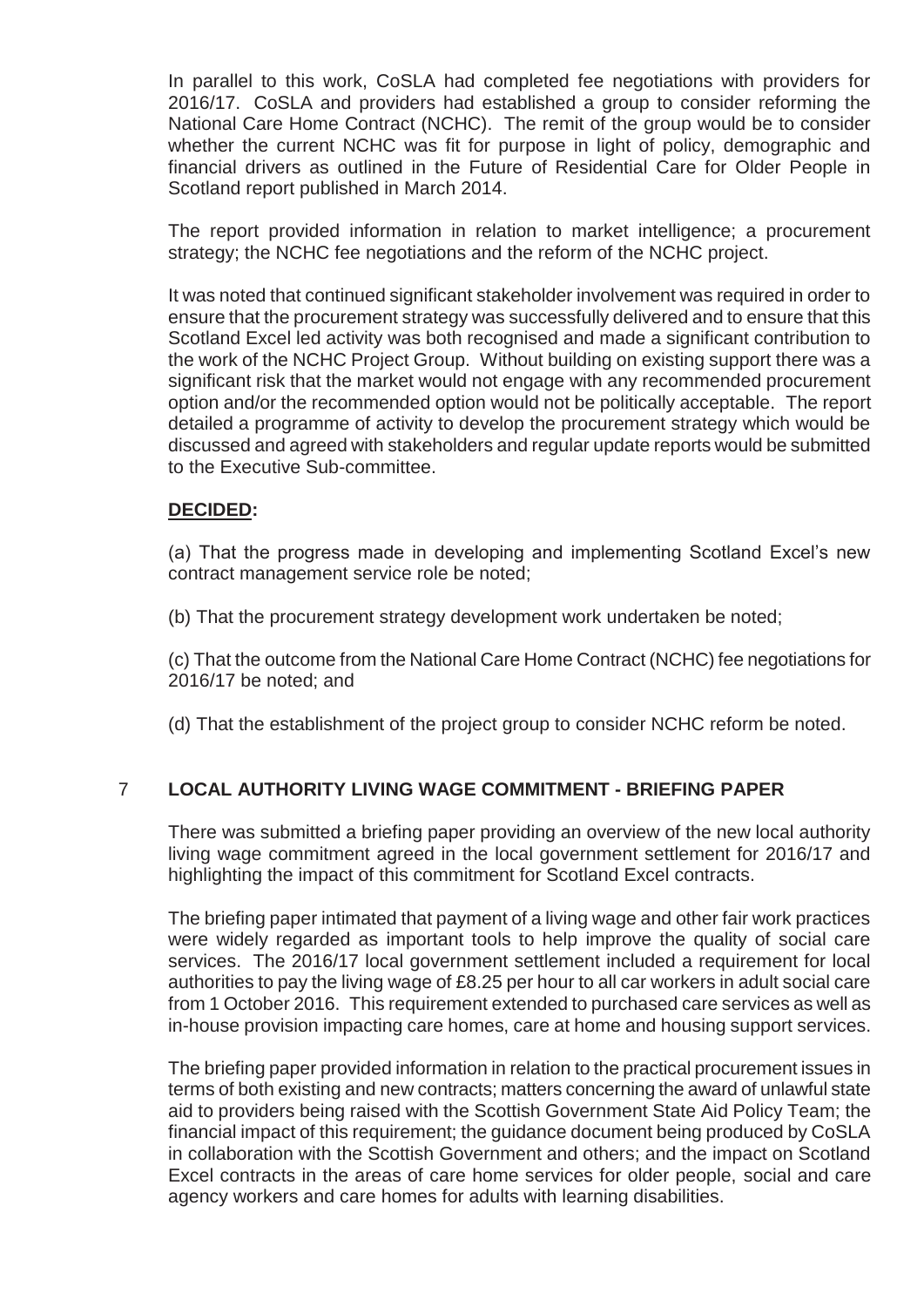In parallel to this work, CoSLA had completed fee negotiations with providers for 2016/17. CoSLA and providers had established a group to consider reforming the National Care Home Contract (NCHC). The remit of the group would be to consider whether the current NCHC was fit for purpose in light of policy, demographic and financial drivers as outlined in the Future of Residential Care for Older People in Scotland report published in March 2014.

The report provided information in relation to market intelligence; a procurement strategy; the NCHC fee negotiations and the reform of the NCHC project.

It was noted that continued significant stakeholder involvement was required in order to ensure that the procurement strategy was successfully delivered and to ensure that this Scotland Excel led activity was both recognised and made a significant contribution to the work of the NCHC Project Group. Without building on existing support there was a significant risk that the market would not engage with any recommended procurement option and/or the recommended option would not be politically acceptable. The report detailed a programme of activity to develop the procurement strategy which would be discussed and agreed with stakeholders and regular update reports would be submitted to the Executive Sub-committee.

**DECIDED:**

(a) That the progress made in developing and implementing Scotland Excel's new contract management service role be noted;

(b) That the procurement strategy development work undertaken be noted;

(c) That the outcome from the National Care Home Contract (NCHC) fee negotiations for 2016/17 be noted; and

(d) That the establishment of the project group to consider NCHC reform be noted.

## 7 LOCAL AUTHORITY LIVING WAGE COMMITMENT - BRIEFING PAPER

There was submitted a briefing paper providing an overview of the new local authority living wage commitment agreed in the local government settlement for 2016/17 and highlighting the impact of this commitment for Scotland Excel contracts.

The briefing paper intimated that payment of a living wage and other fair work practices were widely regarded as important tools to help improve the quality of social care services. The 2016/17 local government settlement included a requirement for local authorities to pay the living wage of £8.25 per hour to all car workers in adult social care from 1 October 2016. This requirement extended to purchased care services as well as in-house provision impacting care homes, care at home and housing support services.

The briefing paper provided information in relation to the practical procurement issues in terms of both existing and new contracts; matters concerning the award of unlawful state aid to providers being raised with the Scottish Government State Aid Policy Team; the financial impact of this requirement; the guidance document being produced by CoSLA in collaboration with the Scottish Government and others; and the impact on Scotland Excel contracts in the areas of care home services for older people, social and care agency workers and care homes for adults with learning disabilities.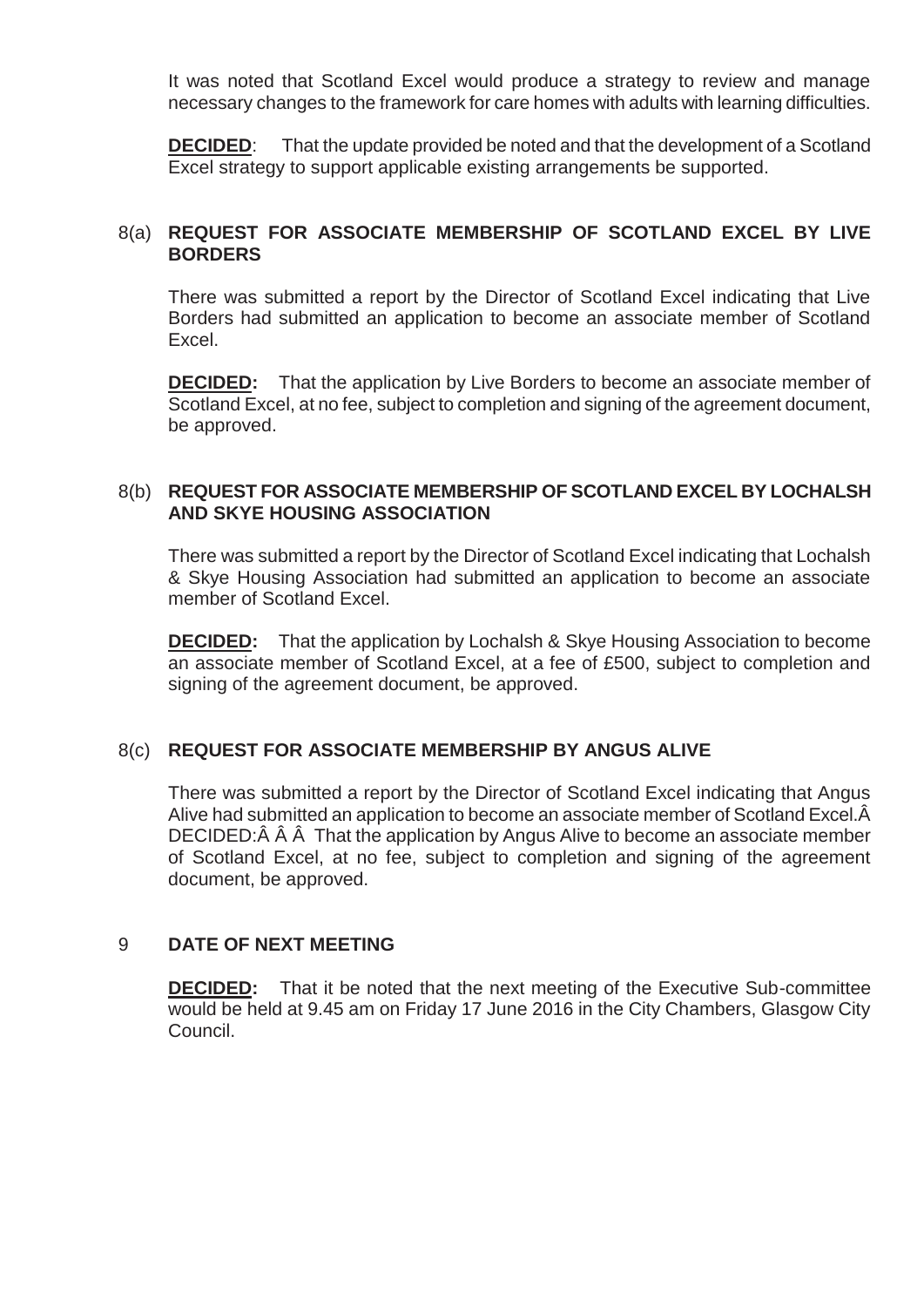It was noted that Scotland Excel would produce a strategy to review and manage necessary changes to the framework for care homes with adults with learning difficulties.

**DECIDED**: That the update provided be noted and that the development of a Scotland Excel strategy to support applicable existing arrangements be supported.

## 8(a) REQUEST FOR ASSOCIATE MEMBERSHIP OF SCOTLAND EXCEL BY LIVE BORDERS

There was submitted a report by the Director of Scotland Excel indicating that Live Borders had submitted an application to become an associate member of Scotland Excel.

**DECIDED:** That the application by Live Borders to become an associate member of Scotland Excel, at no fee, subject to completion and signing of the agreement document, be approved.

## 8(b) REQUEST FOR ASSOCIATE MEMBERSHIP OF SCOTLAND EXCEL BY LOCHALSH AND SKYE HOUSING ASSOCIATION

There was submitted a report by the Director of Scotland Excel indicating that Lochalsh & Skye Housing Association had submitted an application to become an associate member of Scotland Excel.

**DECIDED:** That the application by Lochalsh & Skye Housing Association to become an associate member of Scotland Excel, at a fee of £500, subject to completion and signing of the agreement document, be approved.

## 8(c) REQUEST FOR ASSOCIATE MEMBERSHIP BY ANGUS ALIVE

There was submitted a report by the Director of Scotland Excel indicating that Angus Alive had submitted an application to become an associate member of Scotland Excel.Â DECIDED:Â Â Â That the application by Angus Alive to become an associate member of Scotland Excel, at no fee, subject to completion and signing of the agreement document, be approved.

## 9 DATE OF NEXT MEETING

**DECIDED:** That it be noted that the next meeting of the Executive Sub-committee would be held at 9.45 am on Friday 17 June 2016 in the City Chambers, Glasgow City Council.